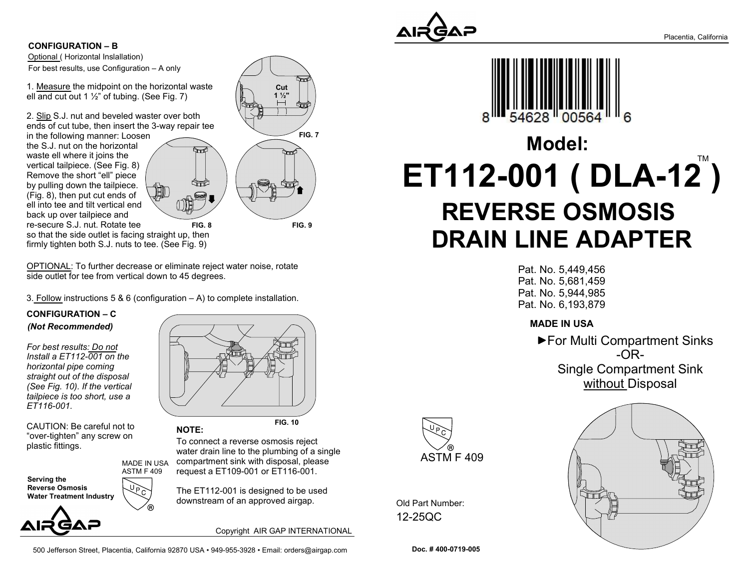**CONFIGURATION – B**

Optional ( Horizontal Inslallation)

For best results, use Configuration – A only

1. Measure the midpoint on the horizontal waste ell and cut out 1 ½" of tubing. (See Fig. 7)

2. Slip S.J. nut and beveled waster over both ends of cut tube, then insert the 3-way repair tee in the following manner: Loosen the S.J. nut on the horizontal waste ell where it joins the vertical tailpiece. (See Fig. 8) Remove the short "ell" piece by pulling down the tailpiece. (Fig. 8), then put cut ends of ell into tee and tilt vertical end back up over tailpiece and re-secure S.J. nut. Rotate tee so that the side outlet is facing straight up, then firmly tighten both S.J. nuts to tee. (See Fig. 9)

Cut 1 ½"

FIG. 7

FIG. 8

FIG. 9

OPTIONAL: To further decrease or eliminate reject water noise, rotate side outlet for tee from vertical down to 45 degrees.

3. Follow instructions 5 & 6 (configuration – A) to complete installation.

**CONFIGURATION – C**

***(Not Recommended)***

*For best results: Do not Install a ET112-001 on the horizontal pipe coming straight out of the disposal (See Fig. 10). If the vertical tailpiece is too short, use a ET116-001.*

FIG. 10

CAUTION: Be careful not to "over-tighten" any screw on plastic fittings.

**NOTE:**

To connect a reverse osmosis reject water drain line to the plumbing of a single compartment sink with disposal, please request a ET109-001 or ET116-001.

The ET112-001 is designed to be used downstream of an approved airgap.

MADE IN USA
ASTM F 409

UPC ®

**Serving the Reverse Osmosis Water Treatment Industry**

AIRGAP

Copyright AIR GAP INTERNATIONAL

500 Jefferson Street, Placentia, California 92870 USA • 949-955-3928 • Email: orders@airgap.com

AIRGAP

Placentia, California

8 54628 00564 6

# Model:

# ET112-001 ( DLA-12™ )

## REVERSE OSMOSIS DRAIN LINE ADAPTER

Pat. No. 5,449,456
Pat. No. 5,681,459
Pat. No. 5,944,985
Pat. No. 6,193,879

**MADE IN USA**

►For Multi Compartment Sinks
-OR-
Single Compartment Sink without Disposal

UPC ®
ASTM F 409

Old Part Number:
12-25QC

**Doc. # 400-0719-005**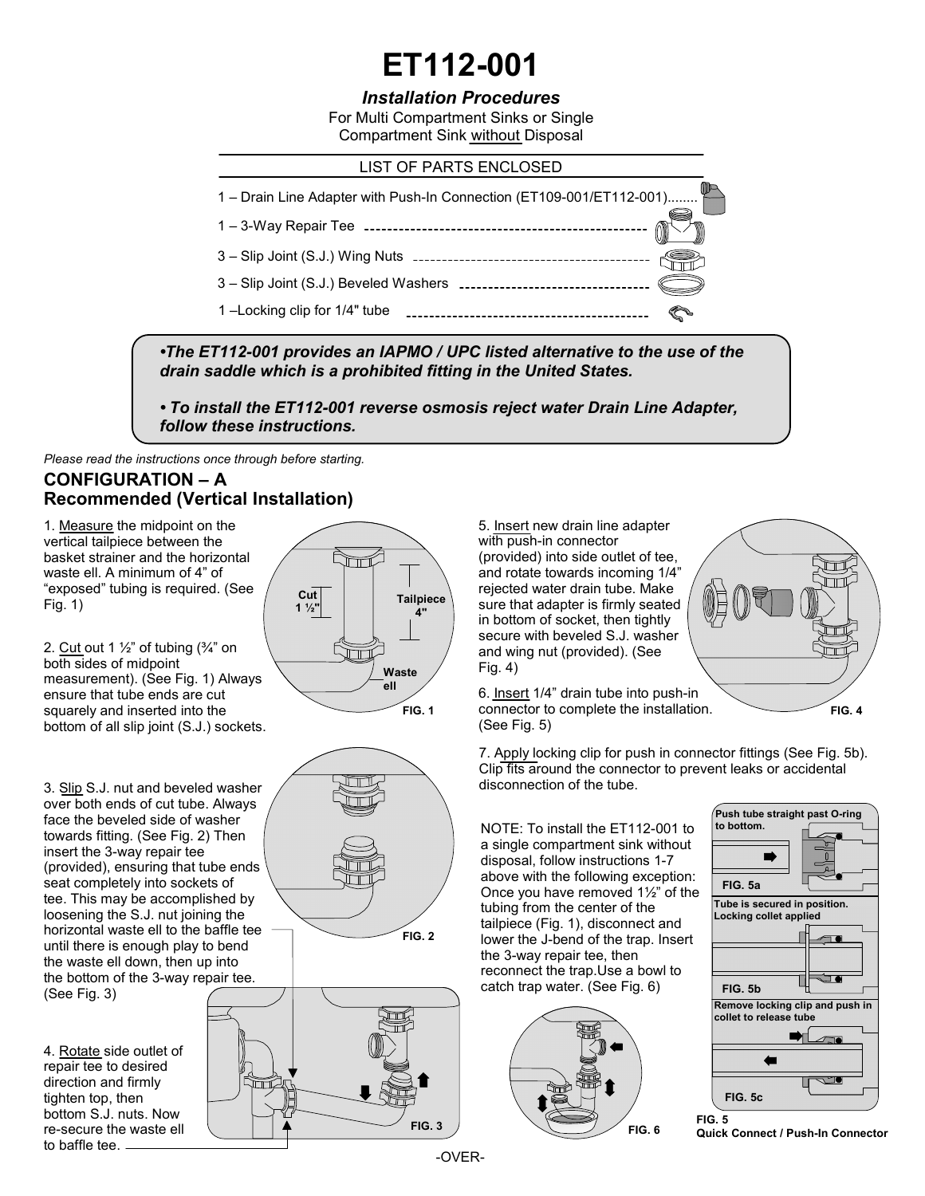# ET112-001

## *Installation Procedures*

For Multi Compartment Sinks or Single Compartment Sink without Disposal

LIST OF PARTS ENCLOSED

- 1 – Drain Line Adapter with Push-In Connection (ET109-001/ET112-001)........
- 1 – 3-Way Repair Tee
- 3 – Slip Joint (S.J.) Wing Nuts
- 3 – Slip Joint (S.J.) Beveled Washers
- 1 –Locking clip for 1/4" tube

***•The ET112-001 provides an IAPMO / UPC listed alternative to the use of the drain saddle which is a prohibited fitting in the United States.***

***• To install the ET112-001 reverse osmosis reject water Drain Line Adapter, follow these instructions.***

*Please read the instructions once through before starting.*

## CONFIGURATION – A
## Recommended (Vertical Installation)

1. Measure the midpoint on the vertical tailpiece between the basket strainer and the horizontal waste ell. A minimum of 4” of “exposed” tubing is required. (See Fig. 1)

2. Cut out 1 ½” of tubing (¾” on both sides of midpoint measurement). (See Fig. 1) Always ensure that tube ends are cut squarely and inserted into the bottom of all slip joint (S.J.) sockets.

Cut 1 ½"

Tailpiece 4"

Waste ell

FIG. 1

3. Slip S.J. nut and beveled washer over both ends of cut tube. Always face the beveled side of washer towards fitting. (See Fig. 2) Then insert the 3-way repair tee (provided), ensuring that tube ends seat completely into sockets of tee. This may be accomplished by loosening the S.J. nut joining the horizontal waste ell to the baffle tee until there is enough play to bend the waste ell down, then up into the bottom of the 3-way repair tee. (See Fig. 3)

FIG. 2

4. Rotate side outlet of repair tee to desired direction and firmly tighten top, then bottom S.J. nuts. Now re-secure the waste ell to baffle tee.

FIG. 3

5. Insert new drain line adapter with push-in connector (provided) into side outlet of tee, and rotate towards incoming 1/4” rejected water drain tube. Make sure that adapter is firmly seated in bottom of socket, then tightly secure with beveled S.J. washer and wing nut (provided). (See Fig. 4)

6. Insert 1/4” drain tube into push-in connector to complete the installation. (See Fig. 5)

FIG. 4

7. Apply locking clip for push in connector fittings (See Fig. 5b). Clip fits around the connector to prevent leaks or accidental disconnection of the tube.

NOTE: To install the ET112-001 to a single compartment sink without disposal, follow instructions 1-7 above with the following exception: Once you have removed 1½” of the tubing from the center of the tailpiece (Fig. 1), disconnect and lower the J-bend of the trap. Insert the 3-way repair tee, then reconnect the trap.Use a bowl to catch trap water. (See Fig. 6)

FIG. 6

Push tube straight past O-ring to bottom.

FIG. 5a

Tube is secured in position. Locking collet applied

FIG. 5b

Remove locking clip and push in collet to release tube

FIG. 5c

FIG. 5
Quick Connect / Push-In Connector

-OVER-